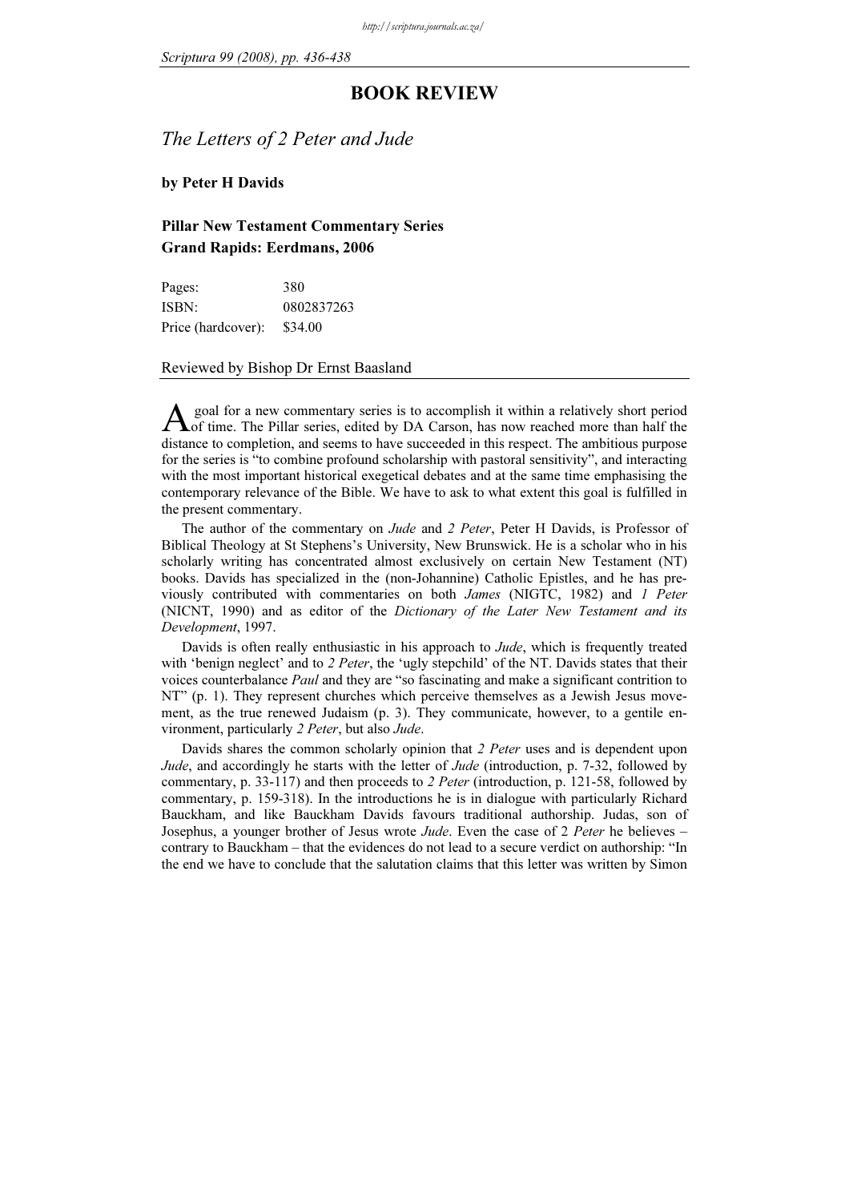# BOOK REVIEW

## *The Letters of 2 Peter and Jude*

**by Peter H Davids**

**Pillar New Testament Commentary Series**
**Grand Rapids: Eerdmans, 2006**

| | |
|---|---|
| Pages: | 380 |
| ISBN: | 0802837263 |
| Price (hardcover): | $34.00 |

Reviewed by Bishop Dr Ernst Baasland

A goal for a new commentary series is to accomplish it within a relatively short period of time. The Pillar series, edited by DA Carson, has now reached more than half the distance to completion, and seems to have succeeded in this respect. The ambitious purpose for the series is "to combine profound scholarship with pastoral sensitivity", and interacting with the most important historical exegetical debates and at the same time emphasising the contemporary relevance of the Bible. We have to ask to what extent this goal is fulfilled in the present commentary.

The author of the commentary on *Jude* and *2 Peter*, Peter H Davids, is Professor of Biblical Theology at St Stephens's University, New Brunswick. He is a scholar who in his scholarly writing has concentrated almost exclusively on certain New Testament (NT) books. Davids has specialized in the (non-Johannine) Catholic Epistles, and he has previously contributed with commentaries on both *James* (NIGTC, 1982) and *1 Peter* (NICNT, 1990) and as editor of the *Dictionary of the Later New Testament and its Development*, 1997.

Davids is often really enthusiastic in his approach to *Jude*, which is frequently treated with 'benign neglect' and to *2 Peter*, the 'ugly stepchild' of the NT. Davids states that their voices counterbalance *Paul* and they are "so fascinating and make a significant contrition to NT" (p. 1). They represent churches which perceive themselves as a Jewish Jesus movement, as the true renewed Judaism (p. 3). They communicate, however, to a gentile environment, particularly *2 Peter*, but also *Jude*.

Davids shares the common scholarly opinion that *2 Peter* uses and is dependent upon *Jude*, and accordingly he starts with the letter of *Jude* (introduction, p. 7-32, followed by commentary, p. 33-117) and then proceeds to *2 Peter* (introduction, p. 121-58, followed by commentary, p. 159-318). In the introductions he is in dialogue with particularly Richard Bauckham, and like Bauckham Davids favours traditional authorship. Judas, son of Josephus, a younger brother of Jesus wrote *Jude*. Even the case of 2 *Peter* he believes – contrary to Bauckham – that the evidences do not lead to a secure verdict on authorship: "In the end we have to conclude that the salutation claims that this letter was written by Simon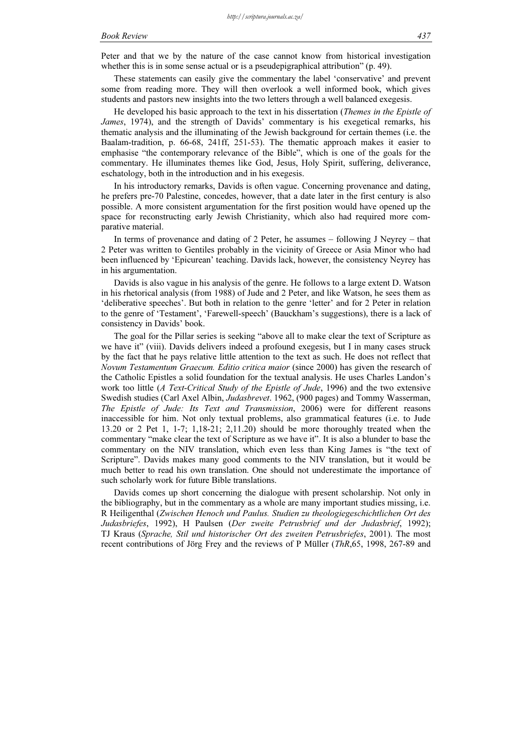Peter and that we by the nature of the case cannot know from historical investigation whether this is in some sense actual or is a pseudepigraphical attribution" (p. 49).

These statements can easily give the commentary the label 'conservative' and prevent some from reading more. They will then overlook a well informed book, which gives students and pastors new insights into the two letters through a well balanced exegesis.

He developed his basic approach to the text in his dissertation (*Themes in the Epistle of James*, 1974), and the strength of Davids' commentary is his exegetical remarks, his thematic analysis and the illuminating of the Jewish background for certain themes (i.e. the Baalam-tradition, p. 66-68, 241ff, 251-53). The thematic approach makes it easier to emphasise "the contemporary relevance of the Bible", which is one of the goals for the commentary. He illuminates themes like God, Jesus, Holy Spirit, suffering, deliverance, eschatology, both in the introduction and in his exegesis.

In his introductory remarks, Davids is often vague. Concerning provenance and dating, he prefers pre-70 Palestine, concedes, however, that a date later in the first century is also possible. A more consistent argumentation for the first position would have opened up the space for reconstructing early Jewish Christianity, which also had required more comparative material.

In terms of provenance and dating of 2 Peter, he assumes – following J Neyrey – that 2 Peter was written to Gentiles probably in the vicinity of Greece or Asia Minor who had been influenced by 'Epicurean' teaching. Davids lack, however, the consistency Neyrey has in his argumentation.

Davids is also vague in his analysis of the genre. He follows to a large extent D. Watson in his rhetorical analysis (from 1988) of Jude and 2 Peter, and like Watson, he sees them as 'deliberative speeches'. But both in relation to the genre 'letter' and for 2 Peter in relation to the genre of 'Testament', 'Farewell-speech' (Bauckham's suggestions), there is a lack of consistency in Davids' book.

The goal for the Pillar series is seeking "above all to make clear the text of Scripture as we have it" (viii). Davids delivers indeed a profound exegesis, but I in many cases struck by the fact that he pays relative little attention to the text as such. He does not reflect that *Novum Testamentum Graecum. Editio critica maior* (since 2000) has given the research of the Catholic Epistles a solid foundation for the textual analysis. He uses Charles Landon's work too little (*A Text-Critical Study of the Epistle of Jude*, 1996) and the two extensive Swedish studies (Carl Axel Albin, *Judasbrevet*. 1962, (900 pages) and Tommy Wasserman, *The Epistle of Jude: Its Text and Transmission*, 2006) were for different reasons inaccessible for him. Not only textual problems, also grammatical features (i.e. to Jude 13.20 or 2 Pet 1, 1-7; 1,18-21; 2,11.20) should be more thoroughly treated when the commentary "make clear the text of Scripture as we have it". It is also a blunder to base the commentary on the NIV translation, which even less than King James is "the text of Scripture". Davids makes many good comments to the NIV translation, but it would be much better to read his own translation. One should not underestimate the importance of such scholarly work for future Bible translations.

Davids comes up short concerning the dialogue with present scholarship. Not only in the bibliography, but in the commentary as a whole are many important studies missing, i.e. R Heiligenthal (*Zwischen Henoch und Paulus. Studien zu theologiegeschichtlichen Ort des Judasbriefes*, 1992), H Paulsen (*Der zweite Petrusbrief und der Judasbrief*, 1992); TJ Kraus (*Sprache, Stil und historischer Ort des zweiten Petrusbriefes*, 2001). The most recent contributions of Jörg Frey and the reviews of P Müller (*ThR*,65, 1998, 267-89 and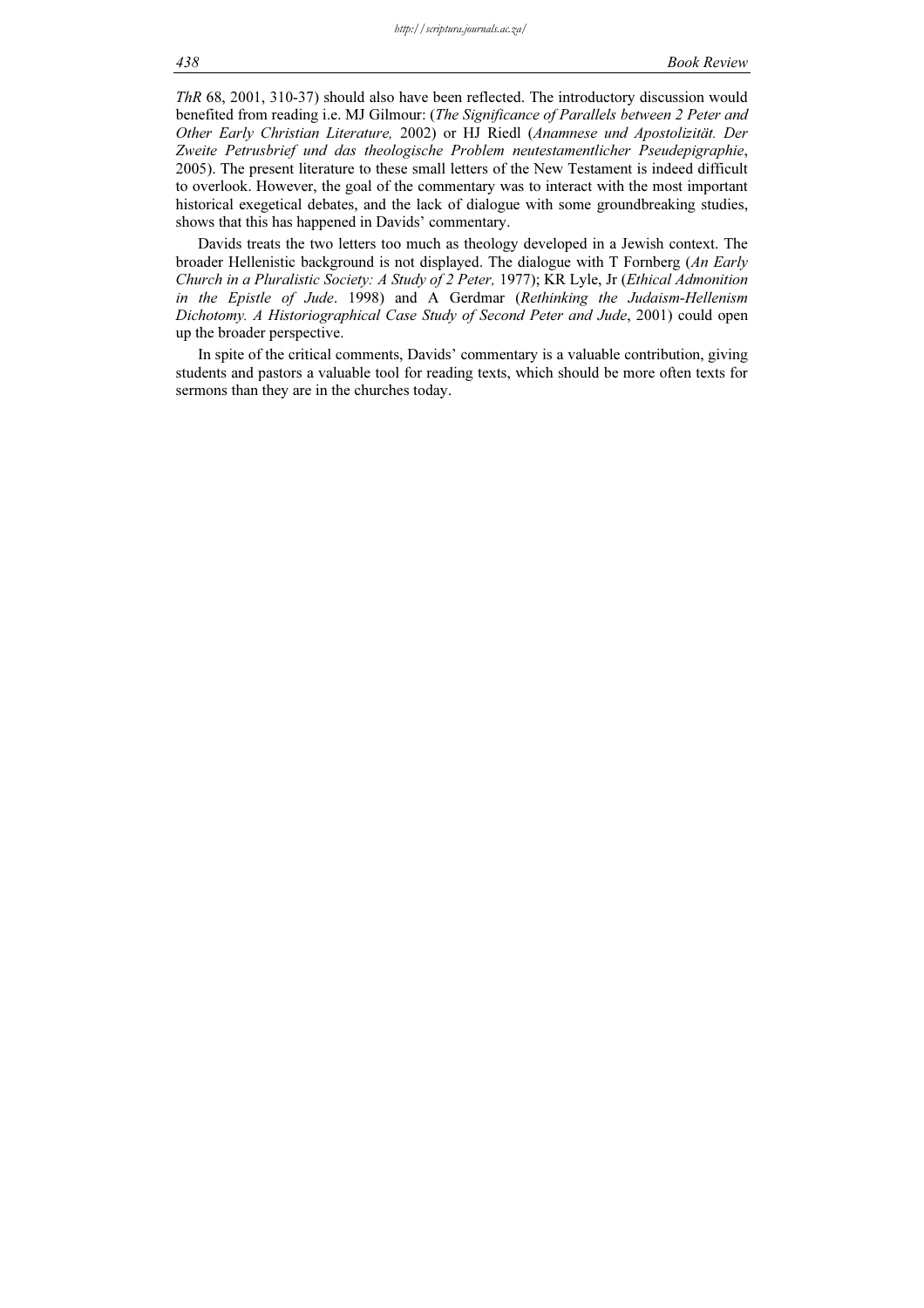*ThR* 68, 2001, 310-37) should also have been reflected. The introductory discussion would benefited from reading i.e. MJ Gilmour: (*The Significance of Parallels between 2 Peter and Other Early Christian Literature,* 2002) or HJ Riedl (*Anamnese und Apostolizität. Der Zweite Petrusbrief und das theologische Problem neutestamentlicher Pseudepigraphie*, 2005). The present literature to these small letters of the New Testament is indeed difficult to overlook. However, the goal of the commentary was to interact with the most important historical exegetical debates, and the lack of dialogue with some groundbreaking studies, shows that this has happened in Davids' commentary.

Davids treats the two letters too much as theology developed in a Jewish context. The broader Hellenistic background is not displayed. The dialogue with T Fornberg (*An Early Church in a Pluralistic Society: A Study of 2 Peter,* 1977); KR Lyle, Jr (*Ethical Admonition in the Epistle of Jude*. 1998) and A Gerdmar (*Rethinking the Judaism-Hellenism Dichotomy. A Historiographical Case Study of Second Peter and Jude*, 2001) could open up the broader perspective.

In spite of the critical comments, Davids' commentary is a valuable contribution, giving students and pastors a valuable tool for reading texts, which should be more often texts for sermons than they are in the churches today.